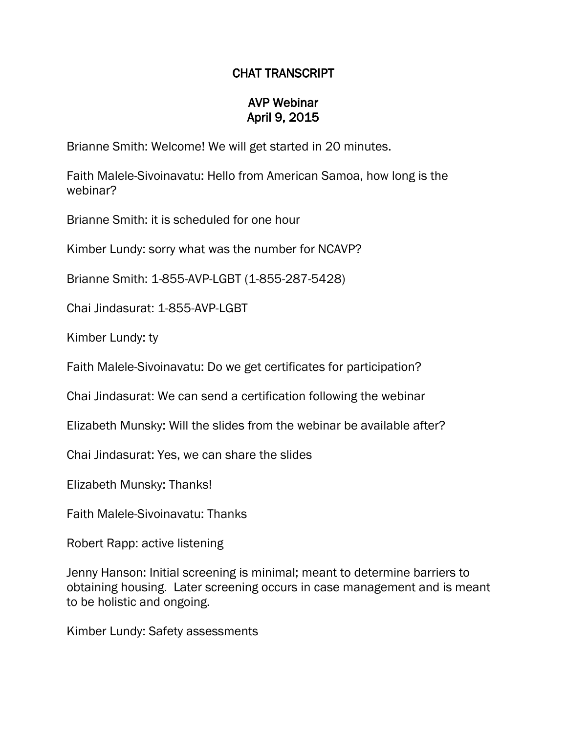# CHAT TRANSCRIPT

## AVP Webinar
## April 9, 2015

Brianne Smith: Welcome! We will get started in 20 minutes.

Faith Malele-Sivoinavatu: Hello from American Samoa, how long is the webinar?

Brianne Smith: it is scheduled for one hour

Kimber Lundy: sorry what was the number for NCAVP?

Brianne Smith: 1-855-AVP-LGBT (1-855-287-5428)

Chai Jindasurat: 1-855-AVP-LGBT

Kimber Lundy: ty

Faith Malele-Sivoinavatu: Do we get certificates for participation?

Chai Jindasurat: We can send a certification following the webinar

Elizabeth Munsky: Will the slides from the webinar be available after?

Chai Jindasurat: Yes, we can share the slides

Elizabeth Munsky: Thanks!

Faith Malele-Sivoinavatu: Thanks

Robert Rapp: active listening

Jenny Hanson: Initial screening is minimal; meant to determine barriers to obtaining housing. Later screening occurs in case management and is meant to be holistic and ongoing.

Kimber Lundy: Safety assessments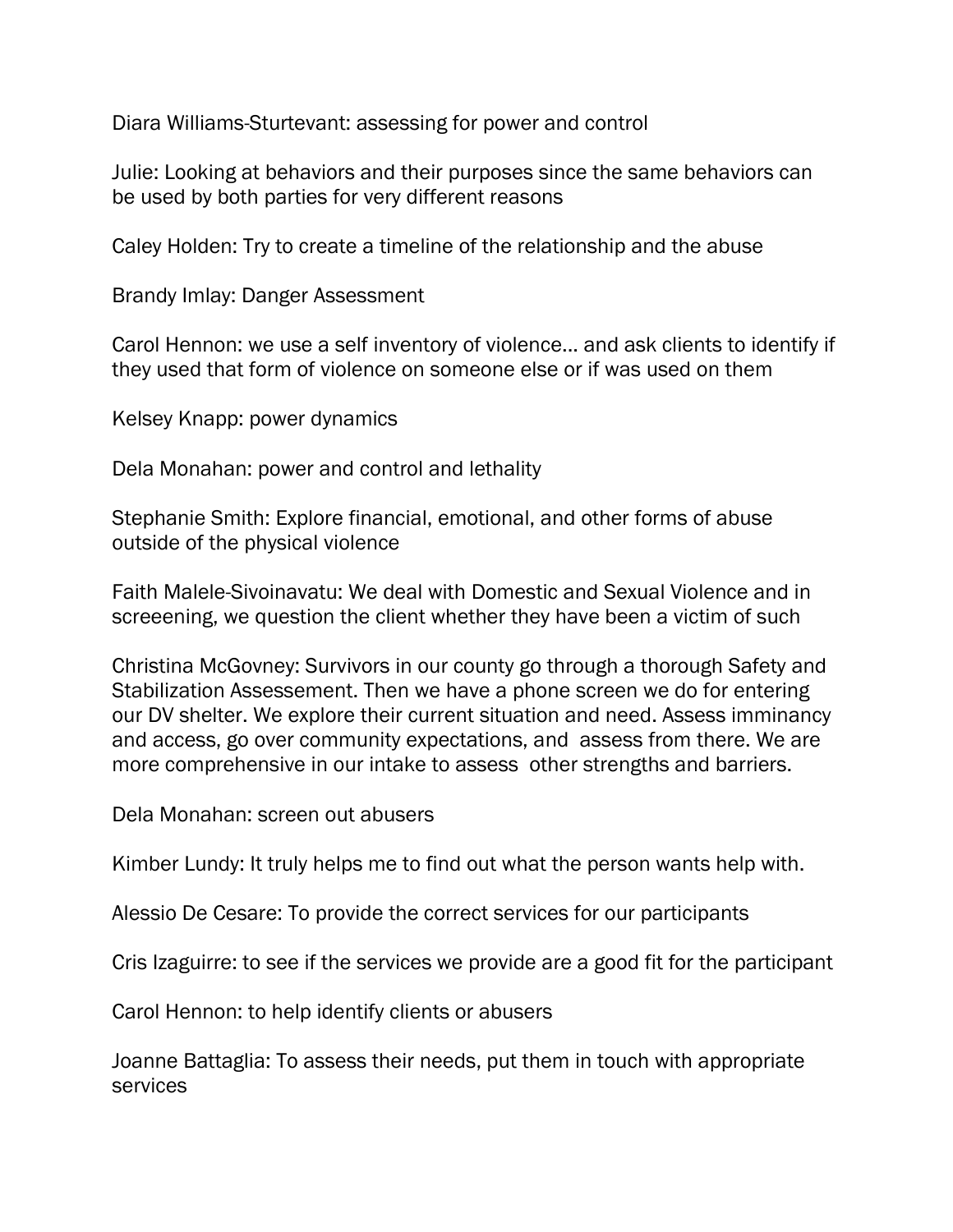Diara Williams-Sturtevant: assessing for power and control

Julie: Looking at behaviors and their purposes since the same behaviors can be used by both parties for very different reasons

Caley Holden: Try to create a timeline of the relationship and the abuse

Brandy Imlay: Danger Assessment

Carol Hennon: we use a self inventory of violence... and ask clients to identify if they used that form of violence on someone else or if was used on them

Kelsey Knapp: power dynamics

Dela Monahan: power and control and lethality

Stephanie Smith: Explore financial, emotional, and other forms of abuse outside of the physical violence

Faith Malele-Sivoinavatu: We deal with Domestic and Sexual Violence and in screeening, we question the client whether they have been a victim of such

Christina McGovney: Survivors in our county go through a thorough Safety and Stabilization Assessement. Then we have a phone screen we do for entering our DV shelter. We explore their current situation and need. Assess imminancy and access, go over community expectations, and assess from there. We are more comprehensive in our intake to assess other strengths and barriers.

Dela Monahan: screen out abusers

Kimber Lundy: It truly helps me to find out what the person wants help with.

Alessio De Cesare: To provide the correct services for our participants

Cris Izaguirre: to see if the services we provide are a good fit for the participant

Carol Hennon: to help identify clients or abusers

Joanne Battaglia: To assess their needs, put them in touch with appropriate services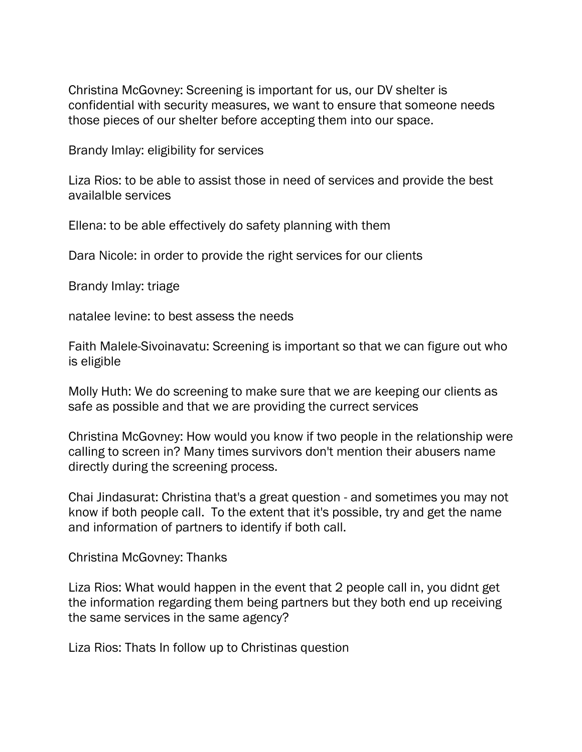Christina McGovney: Screening is important for us, our DV shelter is confidential with security measures, we want to ensure that someone needs those pieces of our shelter before accepting them into our space.

Brandy Imlay: eligibility for services

Liza Rios: to be able to assist those in need of services and provide the best availalble services

Ellena: to be able effectively do safety planning with them

Dara Nicole: in order to provide the right services for our clients

Brandy Imlay: triage

natalee levine: to best assess the needs

Faith Malele-Sivoinavatu: Screening is important so that we can figure out who is eligible

Molly Huth: We do screening to make sure that we are keeping our clients as safe as possible and that we are providing the currect services

Christina McGovney: How would you know if two people in the relationship were calling to screen in? Many times survivors don't mention their abusers name directly during the screening process.

Chai Jindasurat: Christina that's a great question - and sometimes you may not know if both people call. To the extent that it's possible, try and get the name and information of partners to identify if both call.

Christina McGovney: Thanks

Liza Rios: What would happen in the event that 2 people call in, you didnt get the information regarding them being partners but they both end up receiving the same services in the same agency?

Liza Rios: Thats In follow up to Christinas question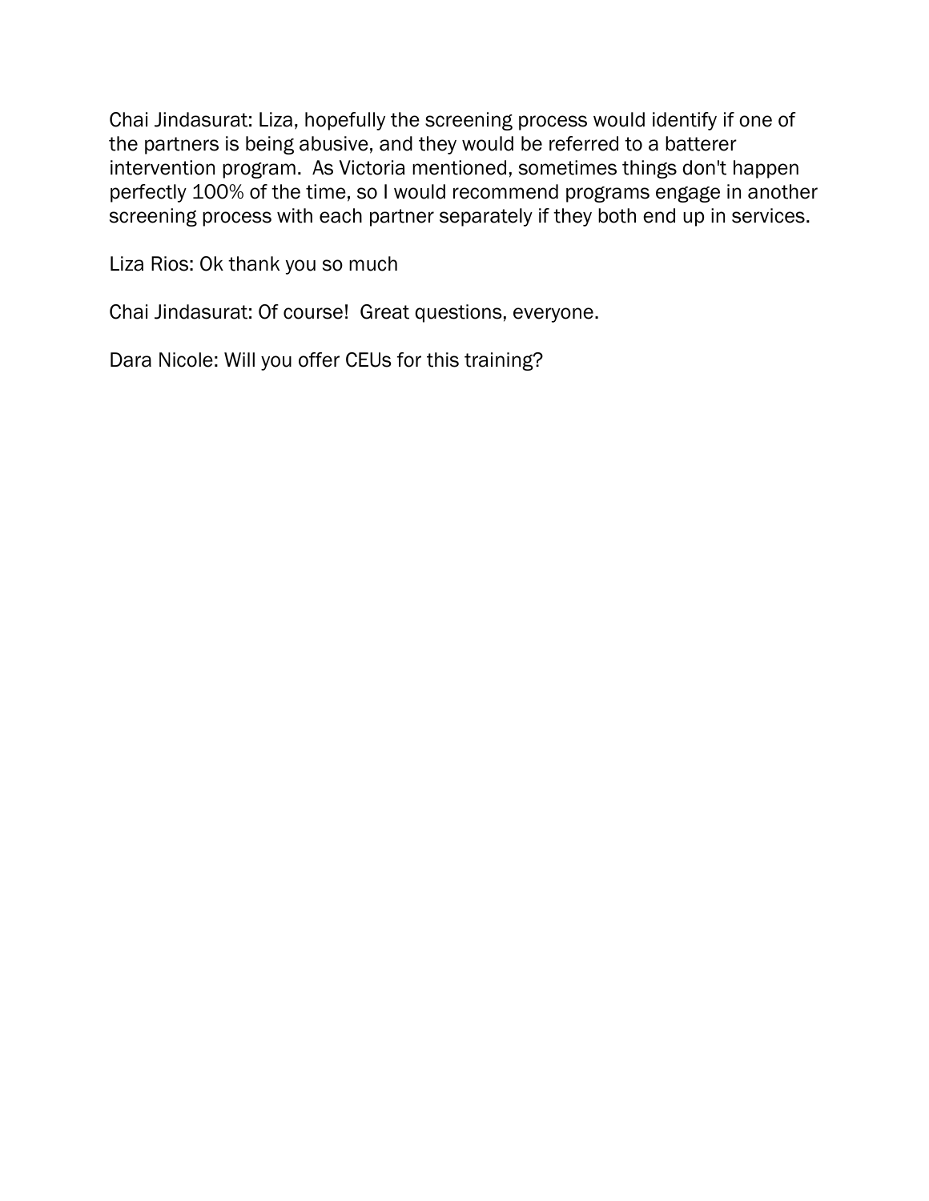Chai Jindasurat: Liza, hopefully the screening process would identify if one of the partners is being abusive, and they would be referred to a batterer intervention program. As Victoria mentioned, sometimes things don't happen perfectly 100% of the time, so I would recommend programs engage in another screening process with each partner separately if they both end up in services.

Liza Rios: Ok thank you so much

Chai Jindasurat: Of course! Great questions, everyone.

Dara Nicole: Will you offer CEUs for this training?